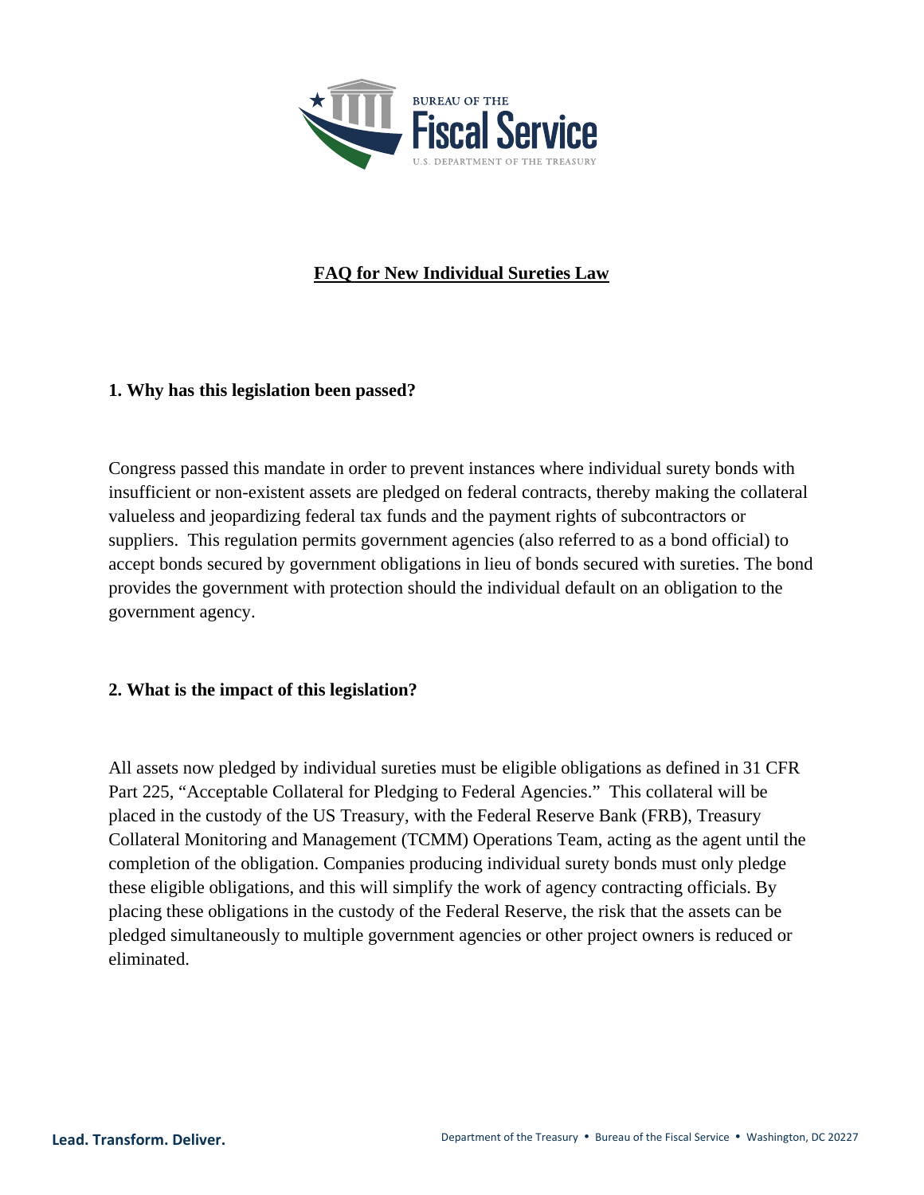# FAQ for New Individual Sureties Law

### 1. Why has this legislation been passed?

Congress passed this mandate in order to prevent instances where individual surety bonds with insufficient or non-existent assets are pledged on federal contracts, thereby making the collateral valueless and jeopardizing federal tax funds and the payment rights of subcontractors or suppliers. This regulation permits government agencies (also referred to as a bond official) to accept bonds secured by government obligations in lieu of bonds secured with sureties. The bond provides the government with protection should the individual default on an obligation to the government agency.

### 2. What is the impact of this legislation?

All assets now pledged by individual sureties must be eligible obligations as defined in 31 CFR Part 225, "Acceptable Collateral for Pledging to Federal Agencies." This collateral will be placed in the custody of the US Treasury, with the Federal Reserve Bank (FRB), Treasury Collateral Monitoring and Management (TCMM) Operations Team, acting as the agent until the completion of the obligation. Companies producing individual surety bonds must only pledge these eligible obligations, and this will simplify the work of agency contracting officials. By placing these obligations in the custody of the Federal Reserve, the risk that the assets can be pledged simultaneously to multiple government agencies or other project owners is reduced or eliminated.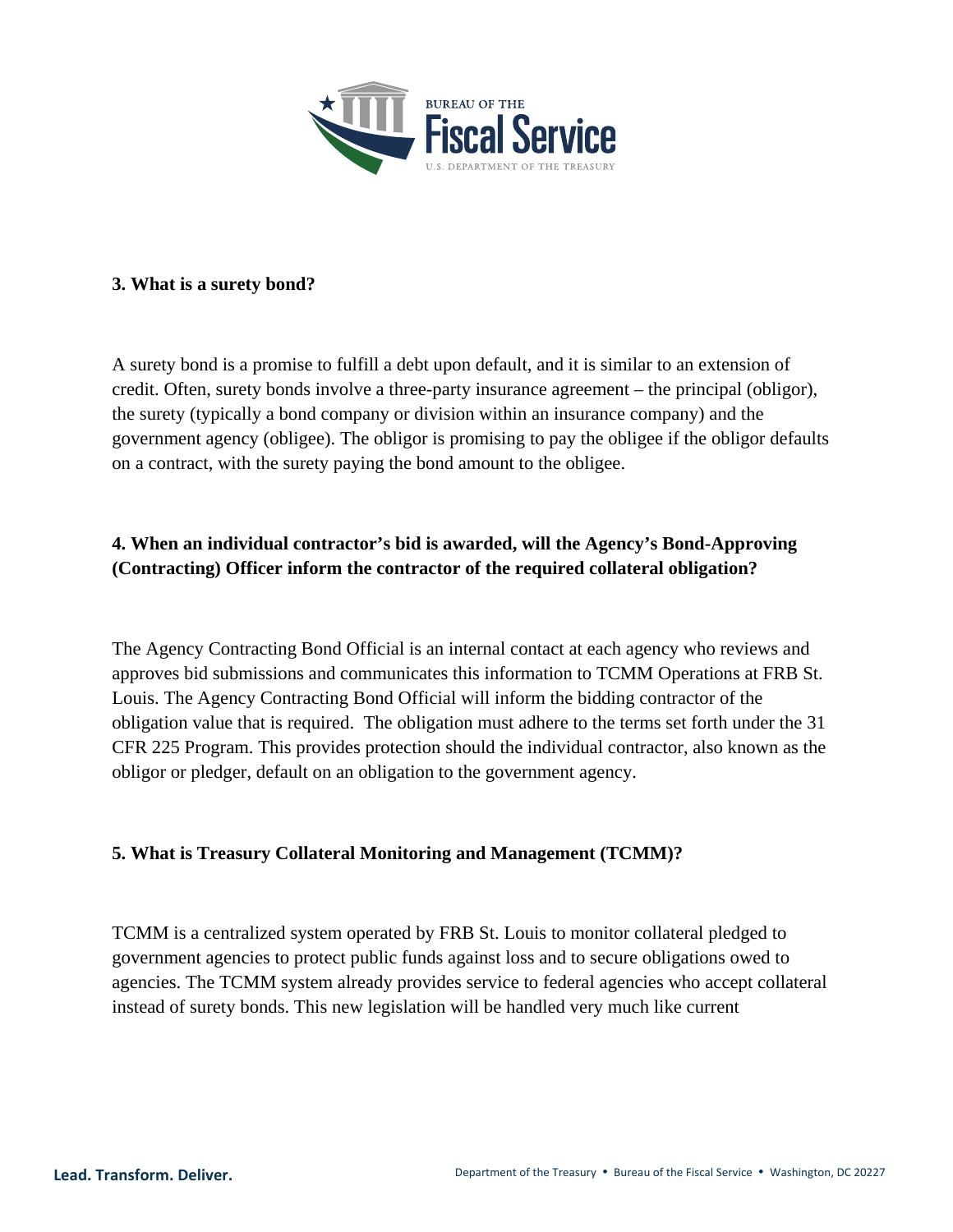**3. What is a surety bond?**

A surety bond is a promise to fulfill a debt upon default, and it is similar to an extension of credit. Often, surety bonds involve a three-party insurance agreement – the principal (obligor), the surety (typically a bond company or division within an insurance company) and the government agency (obligee). The obligor is promising to pay the obligee if the obligor defaults on a contract, with the surety paying the bond amount to the obligee.

**4. When an individual contractor's bid is awarded, will the Agency's Bond-Approving (Contracting) Officer inform the contractor of the required collateral obligation?**

The Agency Contracting Bond Official is an internal contact at each agency who reviews and approves bid submissions and communicates this information to TCMM Operations at FRB St. Louis. The Agency Contracting Bond Official will inform the bidding contractor of the obligation value that is required. The obligation must adhere to the terms set forth under the 31 CFR 225 Program. This provides protection should the individual contractor, also known as the obligor or pledger, default on an obligation to the government agency.

**5. What is Treasury Collateral Monitoring and Management (TCMM)?**

TCMM is a centralized system operated by FRB St. Louis to monitor collateral pledged to government agencies to protect public funds against loss and to secure obligations owed to agencies. The TCMM system already provides service to federal agencies who accept collateral instead of surety bonds. This new legislation will be handled very much like current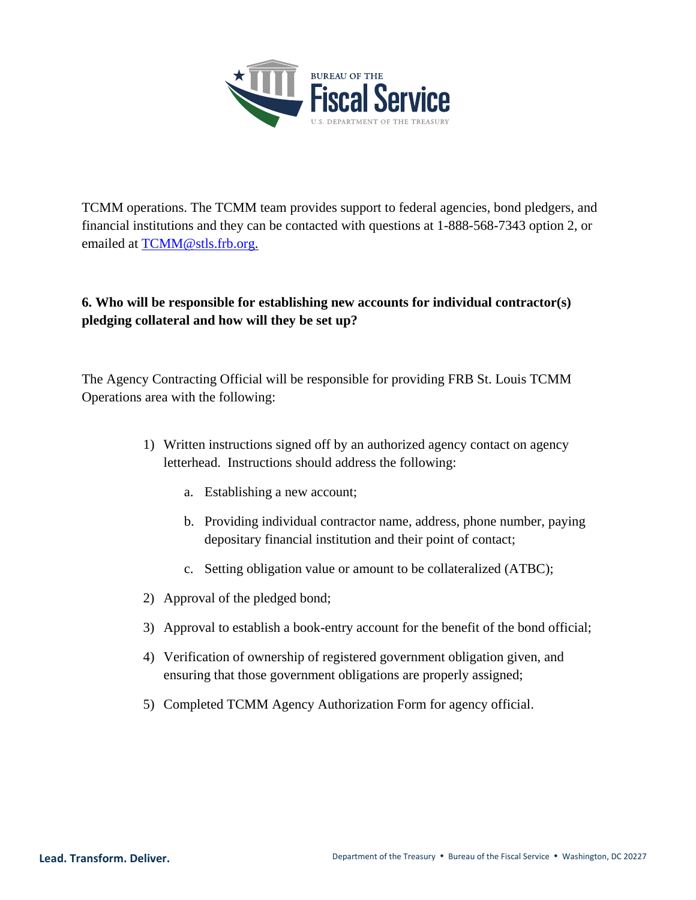TCMM operations. The TCMM team provides support to federal agencies, bond pledgers, and financial institutions and they can be contacted with questions at 1-888-568-7343 option 2, or emailed at [TCMM@stls.frb.org.](mailto:TCMM@stls.frb.org)

**6. Who will be responsible for establishing new accounts for individual contractor(s) pledging collateral and how will they be set up?**

The Agency Contracting Official will be responsible for providing FRB St. Louis TCMM Operations area with the following:

1) Written instructions signed off by an authorized agency contact on agency letterhead. Instructions should address the following:
    a. Establishing a new account;
    b. Providing individual contractor name, address, phone number, paying depositary financial institution and their point of contact;
    c. Setting obligation value or amount to be collateralized (ATBC);
2) Approval of the pledged bond;
3) Approval to establish a book-entry account for the benefit of the bond official;
4) Verification of ownership of registered government obligation given, and ensuring that those government obligations are properly assigned;
5) Completed TCMM Agency Authorization Form for agency official.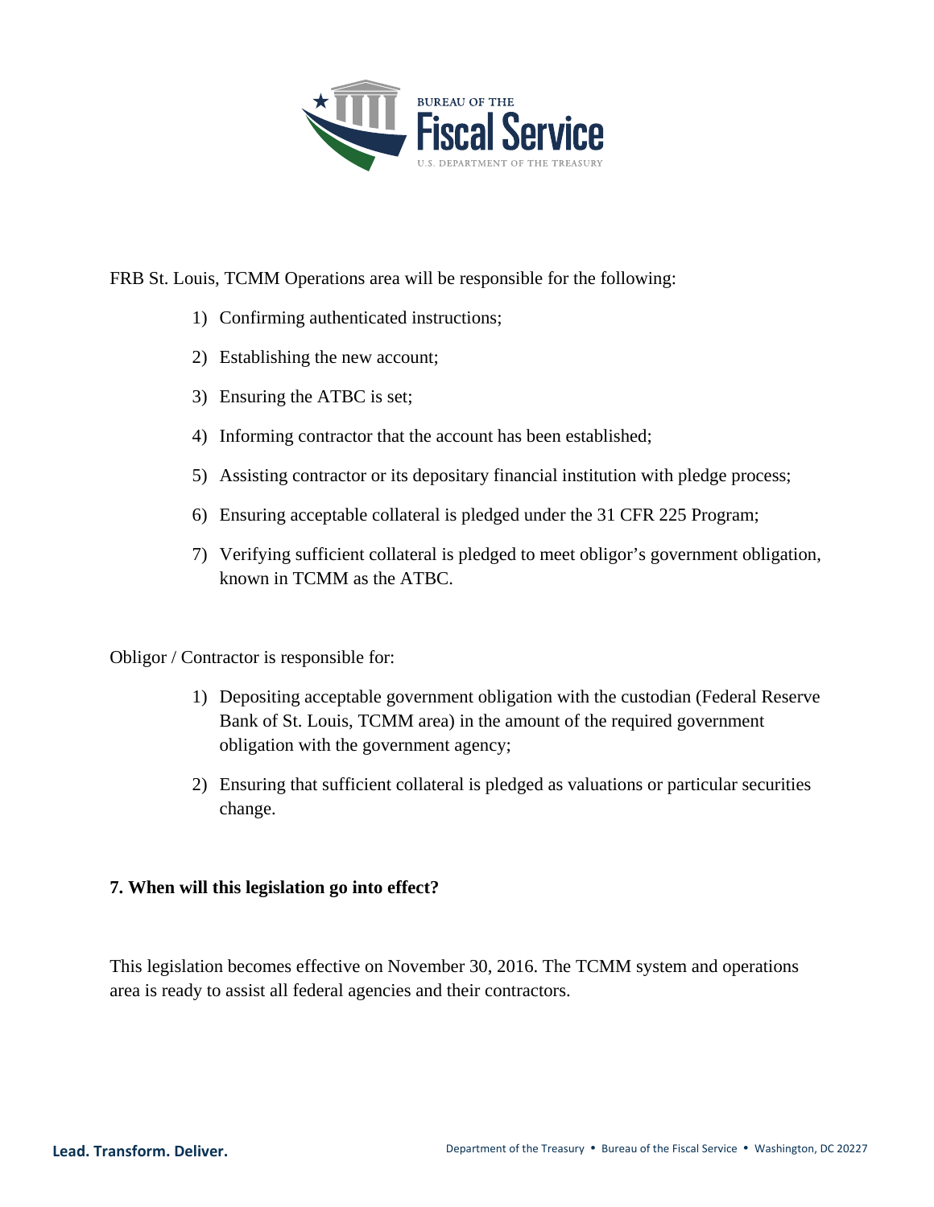FRB St. Louis, TCMM Operations area will be responsible for the following:

1) Confirming authenticated instructions;
2) Establishing the new account;
3) Ensuring the ATBC is set;
4) Informing contractor that the account has been established;
5) Assisting contractor or its depositary financial institution with pledge process;
6) Ensuring acceptable collateral is pledged under the 31 CFR 225 Program;
7) Verifying sufficient collateral is pledged to meet obligor's government obligation, known in TCMM as the ATBC.

Obligor / Contractor is responsible for:

1) Depositing acceptable government obligation with the custodian (Federal Reserve Bank of St. Louis, TCMM area) in the amount of the required government obligation with the government agency;
2) Ensuring that sufficient collateral is pledged as valuations or particular securities change.

**7. When will this legislation go into effect?**

This legislation becomes effective on November 30, 2016. The TCMM system and operations area is ready to assist all federal agencies and their contractors.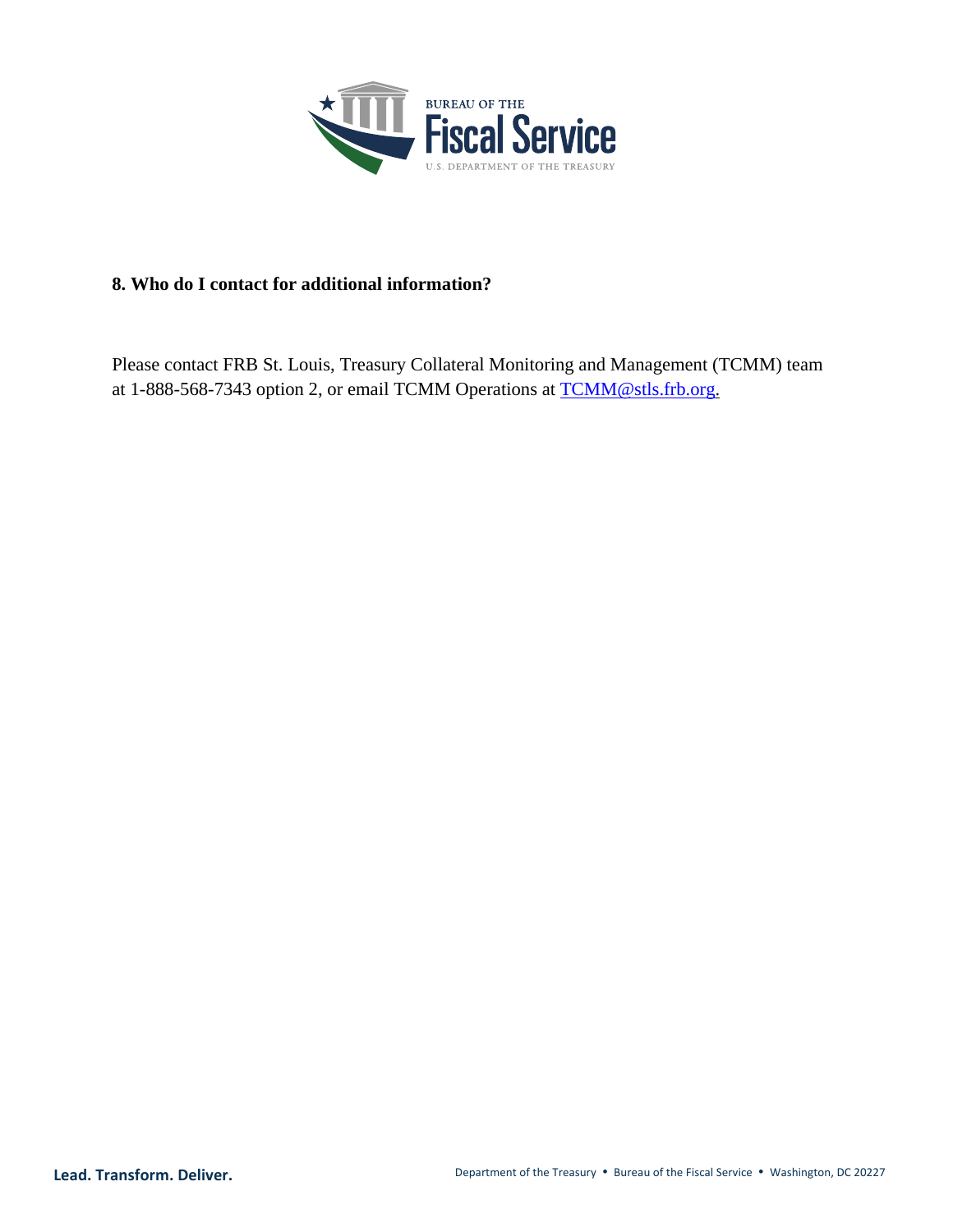**8. Who do I contact for additional information?**

Please contact FRB St. Louis, Treasury Collateral Monitoring and Management (TCMM) team at 1-888-568-7343 option 2, or email TCMM Operations at [TCMM@stls.frb.org.](mailto:TCMM@stls.frb.org)